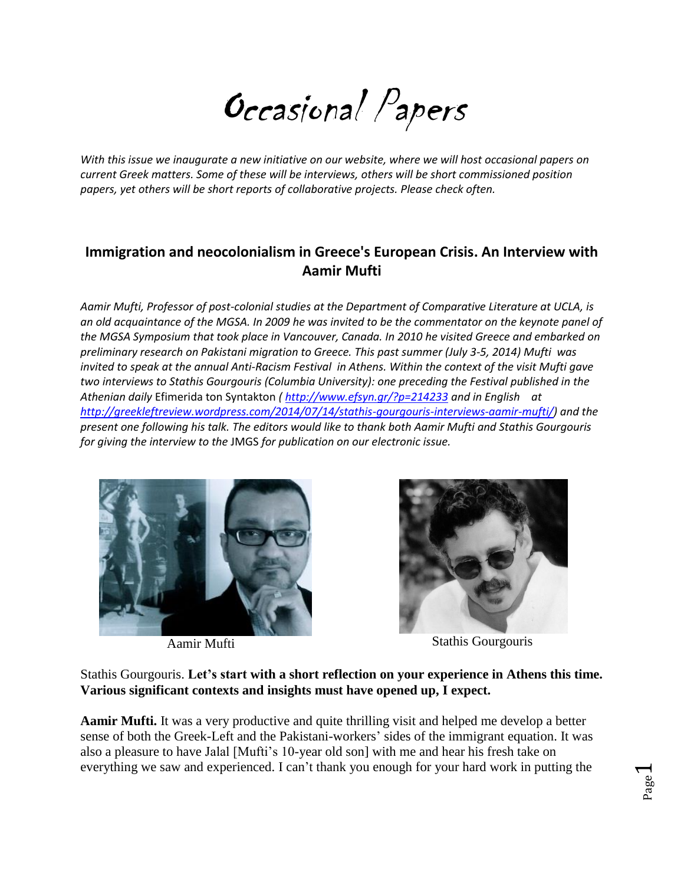# Occasional Papers

*With this issue we inaugurate a new initiative on our website, where we will host occasional papers on current Greek matters. Some of these will be interviews, others will be short commissioned position papers, yet others will be short reports of collaborative projects. Please check often.*

## Immigration and neocolonialism in Greece's European Crisis. An Interview with Aamir Mufti

*Aamir Mufti, Professor of post-colonial studies at the Department of Comparative Literature at UCLA, is an old acquaintance of the MGSA. In 2009 he was invited to be the commentator on the keynote panel of the MGSA Symposium that took place in Vancouver, Canada. In 2010 he visited Greece and embarked on preliminary research on Pakistani migration to Greece. This past summer (July 3-5, 2014) Mufti was invited to speak at the annual Anti-Racism Festival in Athens. Within the context of the visit Mufti gave two interviews to Stathis Gourgouris (Columbia University): one preceding the Festival published in the Athenian daily* Efimerida ton Syntakton *( http://www.efsyn.gr/?p=214233 and in English at http://greekleftreview.wordpress.com/2014/07/14/stathis-gourgouris-interviews-aamir-mufti/) and the present one following his talk. The editors would like to thank both Aamir Mufti and Stathis Gourgouris for giving the interview to the* JMGS *for publication on our electronic issue.*

Aamir Mufti

Stathis Gourgouris

Stathis Gourgouris. **Let's start with a short reflection on your experience in Athens this time. Various significant contexts and insights must have opened up, I expect.**

**Aamir Mufti.** It was a very productive and quite thrilling visit and helped me develop a better sense of both the Greek-Left and the Pakistani-workers' sides of the immigrant equation. It was also a pleasure to have Jalal [Mufti's 10-year old son] with me and hear his fresh take on everything we saw and experienced. I can't thank you enough for your hard work in putting the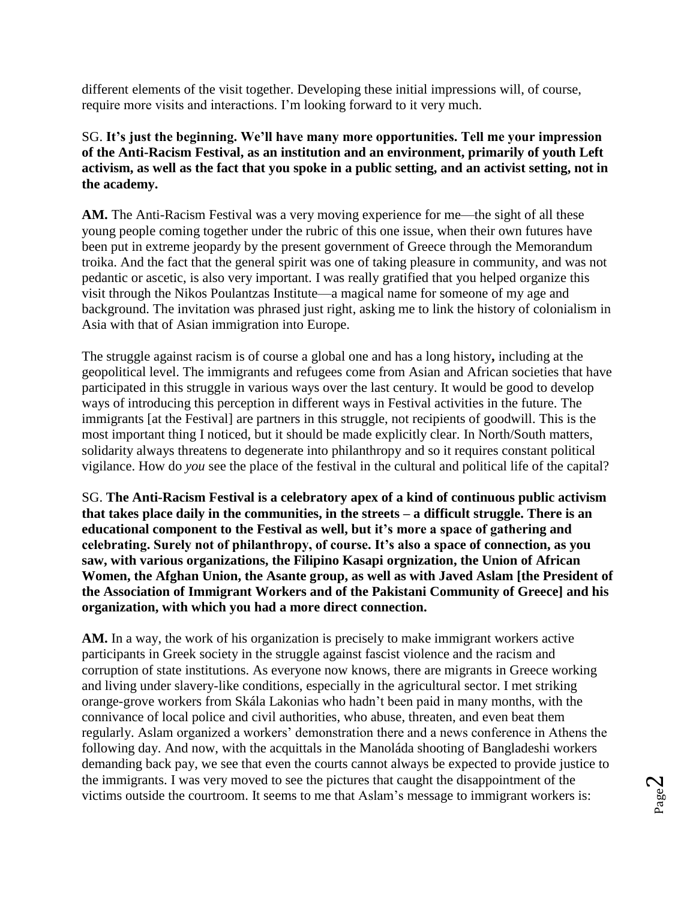different elements of the visit together. Developing these initial impressions will, of course, require more visits and interactions. I'm looking forward to it very much.

SG. **It's just the beginning. We'll have many more opportunities. Tell me your impression of the Anti-Racism Festival, as an institution and an environment, primarily of youth Left activism, as well as the fact that you spoke in a public setting, and an activist setting, not in the academy.**

**AM.** The Anti-Racism Festival was a very moving experience for me—the sight of all these young people coming together under the rubric of this one issue, when their own futures have been put in extreme jeopardy by the present government of Greece through the Memorandum troika. And the fact that the general spirit was one of taking pleasure in community, and was not pedantic or ascetic, is also very important. I was really gratified that you helped organize this visit through the Nikos Poulantzas Institute—a magical name for someone of my age and background. The invitation was phrased just right, asking me to link the history of colonialism in Asia with that of Asian immigration into Europe.

The struggle against racism is of course a global one and has a long history**,** including at the geopolitical level. The immigrants and refugees come from Asian and African societies that have participated in this struggle in various ways over the last century. It would be good to develop ways of introducing this perception in different ways in Festival activities in the future. The immigrants [at the Festival] are partners in this struggle, not recipients of goodwill. This is the most important thing I noticed, but it should be made explicitly clear. In North/South matters, solidarity always threatens to degenerate into philanthropy and so it requires constant political vigilance. How do *you* see the place of the festival in the cultural and political life of the capital?

SG. **The Anti-Racism Festival is a celebratory apex of a kind of continuous public activism that takes place daily in the communities, in the streets – a difficult struggle. There is an educational component to the Festival as well, but it's more a space of gathering and celebrating. Surely not of philanthropy, of course. It's also a space of connection, as you saw, with various organizations, the Filipino Kasapi orgnization, the Union of African Women, the Afghan Union, the Asante group, as well as with Javed Aslam [the President of the Association of Immigrant Workers and of the Pakistani Community of Greece] and his organization, with which you had a more direct connection.**

**AM.** In a way, the work of his organization is precisely to make immigrant workers active participants in Greek society in the struggle against fascist violence and the racism and corruption of state institutions. As everyone now knows, there are migrants in Greece working and living under slavery-like conditions, especially in the agricultural sector. I met striking orange-grove workers from Skála Lakonias who hadn't been paid in many months, with the connivance of local police and civil authorities, who abuse, threaten, and even beat them regularly. Aslam organized a workers' demonstration there and a news conference in Athens the following day. And now, with the acquittals in the Manoláda shooting of Bangladeshi workers demanding back pay, we see that even the courts cannot always be expected to provide justice to the immigrants. I was very moved to see the pictures that caught the disappointment of the victims outside the courtroom. It seems to me that Aslam's message to immigrant workers is: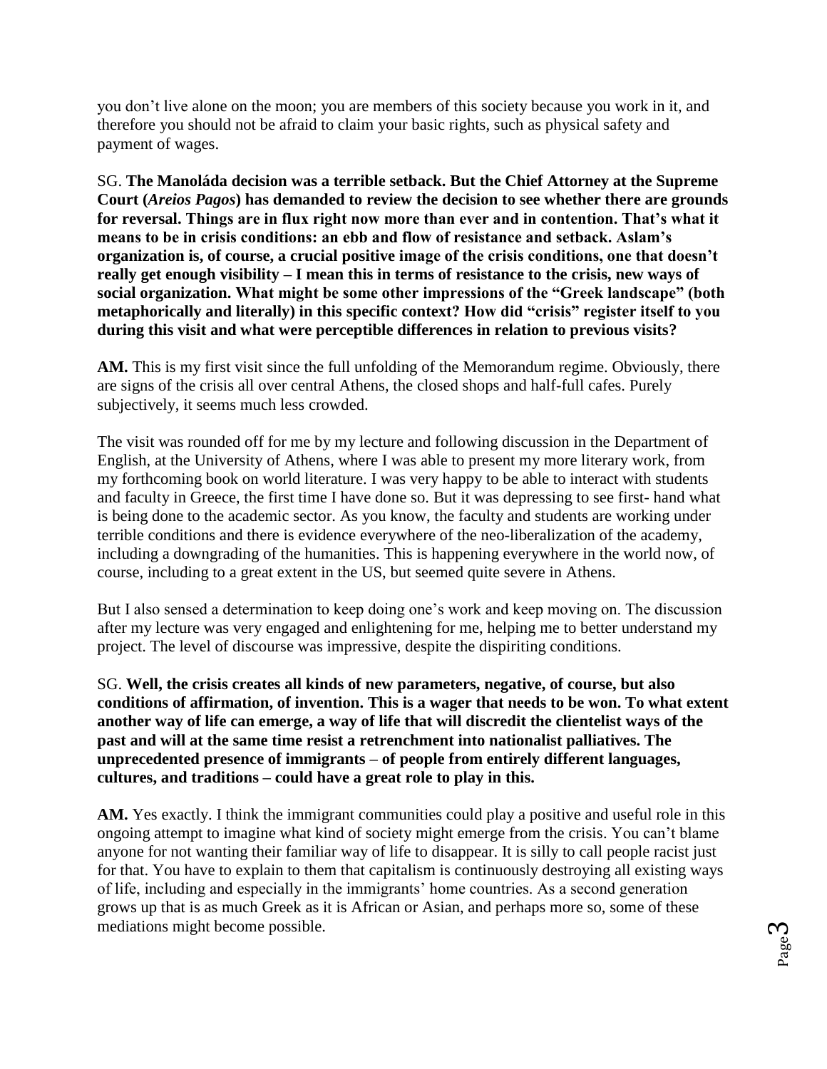you don't live alone on the moon; you are members of this society because you work in it, and therefore you should not be afraid to claim your basic rights, such as physical safety and payment of wages.

SG. **The Manoláda decision was a terrible setback. But the Chief Attorney at the Supreme Court (*Areios Pagos*) has demanded to review the decision to see whether there are grounds for reversal. Things are in flux right now more than ever and in contention. That's what it means to be in crisis conditions: an ebb and flow of resistance and setback. Aslam's organization is, of course, a crucial positive image of the crisis conditions, one that doesn't really get enough visibility – I mean this in terms of resistance to the crisis, new ways of social organization. What might be some other impressions of the "Greek landscape" (both metaphorically and literally) in this specific context? How did "crisis" register itself to you during this visit and what were perceptible differences in relation to previous visits?**

**AM.** This is my first visit since the full unfolding of the Memorandum regime. Obviously, there are signs of the crisis all over central Athens, the closed shops and half-full cafes. Purely subjectively, it seems much less crowded.

The visit was rounded off for me by my lecture and following discussion in the Department of English, at the University of Athens, where I was able to present my more literary work, from my forthcoming book on world literature. I was very happy to be able to interact with students and faculty in Greece, the first time I have done so. But it was depressing to see first- hand what is being done to the academic sector. As you know, the faculty and students are working under terrible conditions and there is evidence everywhere of the neo-liberalization of the academy, including a downgrading of the humanities. This is happening everywhere in the world now, of course, including to a great extent in the US, but seemed quite severe in Athens.

But I also sensed a determination to keep doing one's work and keep moving on. The discussion after my lecture was very engaged and enlightening for me, helping me to better understand my project. The level of discourse was impressive, despite the dispiriting conditions.

SG. **Well, the crisis creates all kinds of new parameters, negative, of course, but also conditions of affirmation, of invention. This is a wager that needs to be won. To what extent another way of life can emerge, a way of life that will discredit the clientelist ways of the past and will at the same time resist a retrenchment into nationalist palliatives. The unprecedented presence of immigrants – of people from entirely different languages, cultures, and traditions – could have a great role to play in this.**

**AM.** Yes exactly. I think the immigrant communities could play a positive and useful role in this ongoing attempt to imagine what kind of society might emerge from the crisis. You can't blame anyone for not wanting their familiar way of life to disappear. It is silly to call people racist just for that. You have to explain to them that capitalism is continuously destroying all existing ways of life, including and especially in the immigrants' home countries. As a second generation grows up that is as much Greek as it is African or Asian, and perhaps more so, some of these mediations might become possible.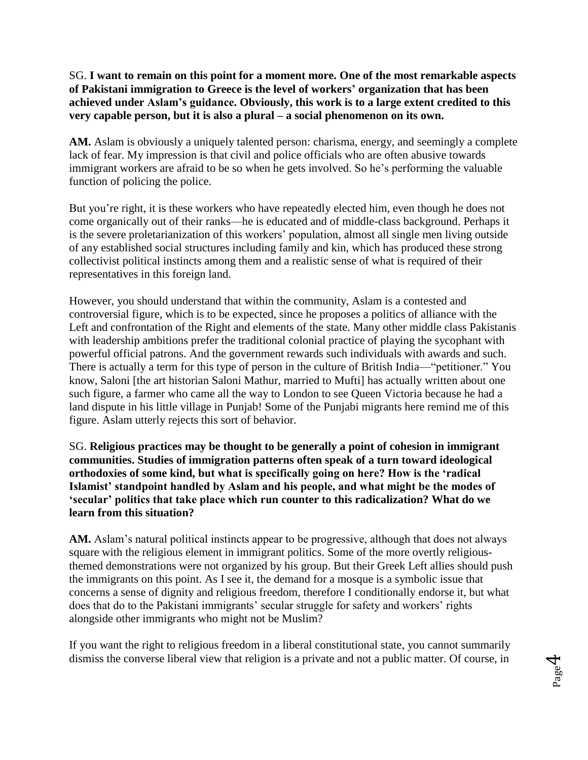SG. **I want to remain on this point for a moment more. One of the most remarkable aspects of Pakistani immigration to Greece is the level of workers' organization that has been achieved under Aslam's guidance. Obviously, this work is to a large extent credited to this very capable person, but it is also a plural – a social phenomenon on its own.**

**AM.** Aslam is obviously a uniquely talented person: charisma, energy, and seemingly a complete lack of fear. My impression is that civil and police officials who are often abusive towards immigrant workers are afraid to be so when he gets involved. So he's performing the valuable function of policing the police.

But you're right, it is these workers who have repeatedly elected him, even though he does not come organically out of their ranks—he is educated and of middle-class background. Perhaps it is the severe proletarianization of this workers' population, almost all single men living outside of any established social structures including family and kin, which has produced these strong collectivist political instincts among them and a realistic sense of what is required of their representatives in this foreign land.

However, you should understand that within the community, Aslam is a contested and controversial figure, which is to be expected, since he proposes a politics of alliance with the Left and confrontation of the Right and elements of the state. Many other middle class Pakistanis with leadership ambitions prefer the traditional colonial practice of playing the sycophant with powerful official patrons. And the government rewards such individuals with awards and such. There is actually a term for this type of person in the culture of British India—"petitioner." You know, Saloni [the art historian Saloni Mathur, married to Mufti] has actually written about one such figure, a farmer who came all the way to London to see Queen Victoria because he had a land dispute in his little village in Punjab! Some of the Punjabi migrants here remind me of this figure. Aslam utterly rejects this sort of behavior.

SG. **Religious practices may be thought to be generally a point of cohesion in immigrant communities. Studies of immigration patterns often speak of a turn toward ideological orthodoxies of some kind, but what is specifically going on here? How is the 'radical Islamist' standpoint handled by Aslam and his people, and what might be the modes of 'secular' politics that take place which run counter to this radicalization? What do we learn from this situation?**

**AM.** Aslam's natural political instincts appear to be progressive, although that does not always square with the religious element in immigrant politics. Some of the more overtly religious-themed demonstrations were not organized by his group. But their Greek Left allies should push the immigrants on this point. As I see it, the demand for a mosque is a symbolic issue that concerns a sense of dignity and religious freedom, therefore I conditionally endorse it, but what does that do to the Pakistani immigrants' secular struggle for safety and workers' rights alongside other immigrants who might not be Muslim?

If you want the right to religious freedom in a liberal constitutional state, you cannot summarily dismiss the converse liberal view that religion is a private and not a public matter. Of course, in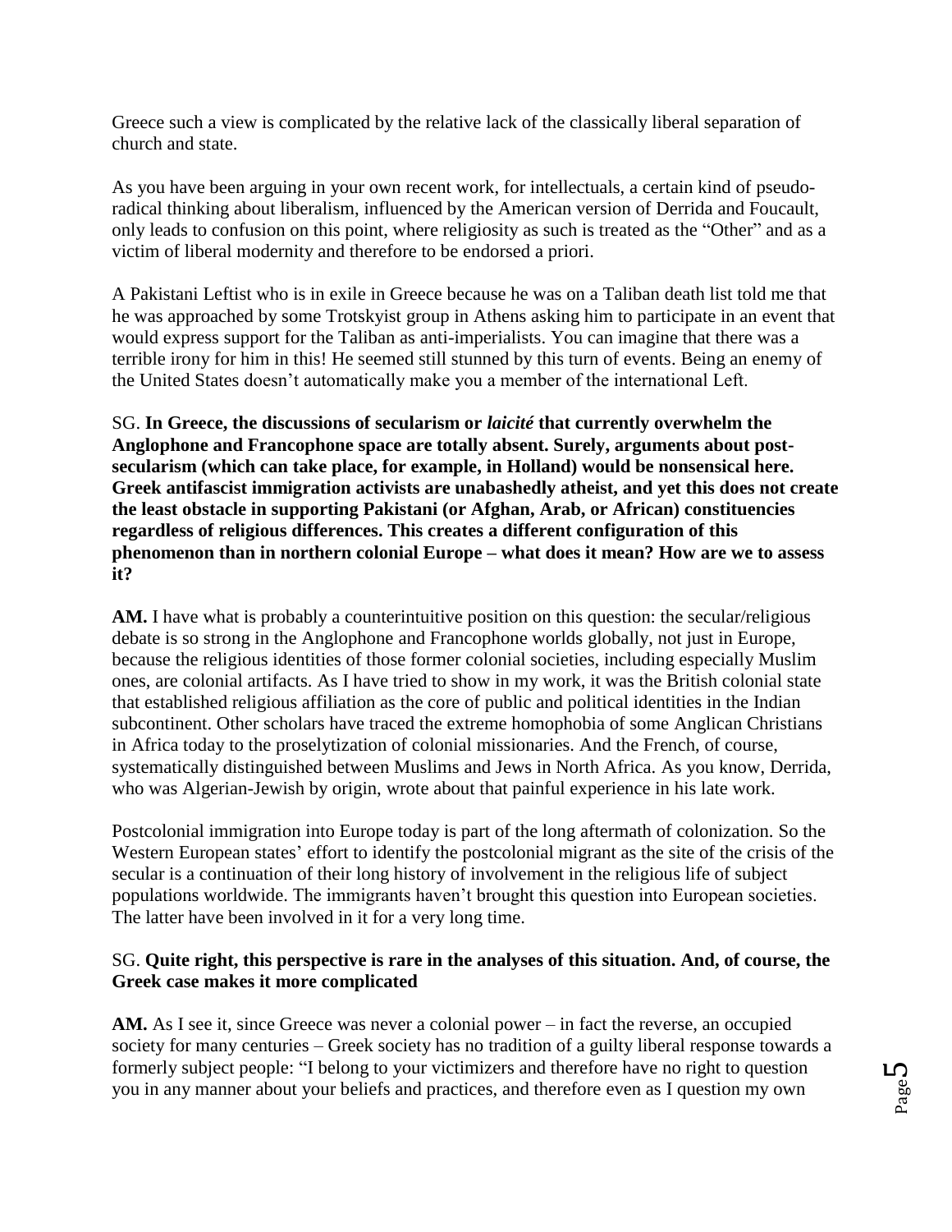Greece such a view is complicated by the relative lack of the classically liberal separation of church and state.

As you have been arguing in your own recent work, for intellectuals, a certain kind of pseudo-radical thinking about liberalism, influenced by the American version of Derrida and Foucault, only leads to confusion on this point, where religiosity as such is treated as the "Other" and as a victim of liberal modernity and therefore to be endorsed a priori.

A Pakistani Leftist who is in exile in Greece because he was on a Taliban death list told me that he was approached by some Trotskyist group in Athens asking him to participate in an event that would express support for the Taliban as anti-imperialists. You can imagine that there was a terrible irony for him in this! He seemed still stunned by this turn of events. Being an enemy of the United States doesn't automatically make you a member of the international Left.

SG. **In Greece, the discussions of secularism or *laicité* that currently overwhelm the Anglophone and Francophone space are totally absent. Surely, arguments about post-secularism (which can take place, for example, in Holland) would be nonsensical here. Greek antifascist immigration activists are unabashedly atheist, and yet this does not create the least obstacle in supporting Pakistani (or Afghan, Arab, or African) constituencies regardless of religious differences. This creates a different configuration of this phenomenon than in northern colonial Europe – what does it mean? How are we to assess it?**

**AM.** I have what is probably a counterintuitive position on this question: the secular/religious debate is so strong in the Anglophone and Francophone worlds globally, not just in Europe, because the religious identities of those former colonial societies, including especially Muslim ones, are colonial artifacts. As I have tried to show in my work, it was the British colonial state that established religious affiliation as the core of public and political identities in the Indian subcontinent. Other scholars have traced the extreme homophobia of some Anglican Christians in Africa today to the proselytization of colonial missionaries. And the French, of course, systematically distinguished between Muslims and Jews in North Africa. As you know, Derrida, who was Algerian-Jewish by origin, wrote about that painful experience in his late work.

Postcolonial immigration into Europe today is part of the long aftermath of colonization. So the Western European states' effort to identify the postcolonial migrant as the site of the crisis of the secular is a continuation of their long history of involvement in the religious life of subject populations worldwide. The immigrants haven't brought this question into European societies. The latter have been involved in it for a very long time.

SG. **Quite right, this perspective is rare in the analyses of this situation. And, of course, the Greek case makes it more complicated**

**AM.** As I see it, since Greece was never a colonial power – in fact the reverse, an occupied society for many centuries – Greek society has no tradition of a guilty liberal response towards a formerly subject people: "I belong to your victimizers and therefore have no right to question you in any manner about your beliefs and practices, and therefore even as I question my own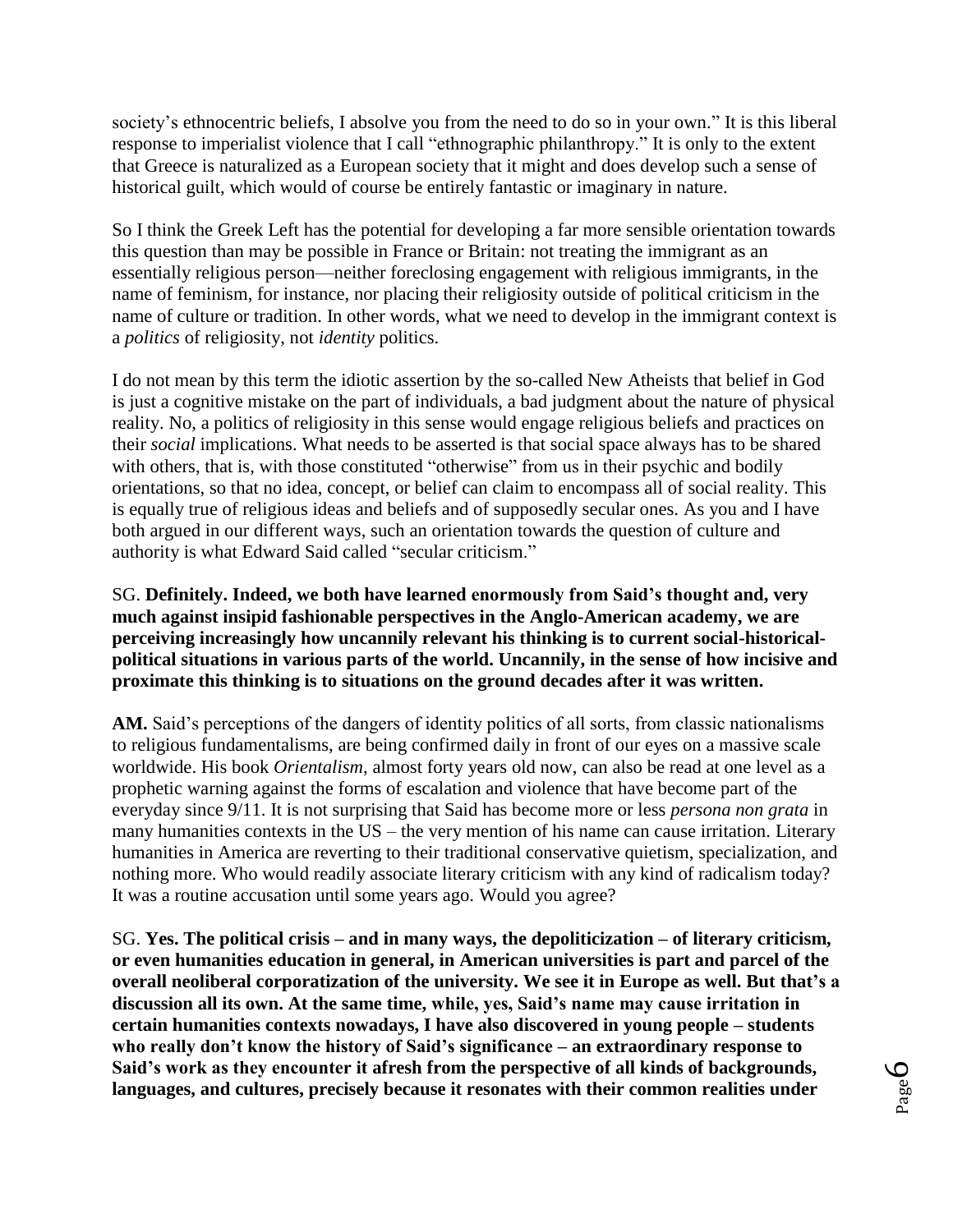society's ethnocentric beliefs, I absolve you from the need to do so in your own." It is this liberal response to imperialist violence that I call "ethnographic philanthropy." It is only to the extent that Greece is naturalized as a European society that it might and does develop such a sense of historical guilt, which would of course be entirely fantastic or imaginary in nature.

So I think the Greek Left has the potential for developing a far more sensible orientation towards this question than may be possible in France or Britain: not treating the immigrant as an essentially religious person—neither foreclosing engagement with religious immigrants, in the name of feminism, for instance, nor placing their religiosity outside of political criticism in the name of culture or tradition. In other words, what we need to develop in the immigrant context is a *politics* of religiosity, not *identity* politics.

I do not mean by this term the idiotic assertion by the so-called New Atheists that belief in God is just a cognitive mistake on the part of individuals, a bad judgment about the nature of physical reality. No, a politics of religiosity in this sense would engage religious beliefs and practices on their *social* implications. What needs to be asserted is that social space always has to be shared with others, that is, with those constituted "otherwise" from us in their psychic and bodily orientations, so that no idea, concept, or belief can claim to encompass all of social reality. This is equally true of religious ideas and beliefs and of supposedly secular ones. As you and I have both argued in our different ways, such an orientation towards the question of culture and authority is what Edward Said called "secular criticism."

SG. **Definitely. Indeed, we both have learned enormously from Said's thought and, very much against insipid fashionable perspectives in the Anglo-American academy, we are perceiving increasingly how uncannily relevant his thinking is to current social-historical-political situations in various parts of the world. Uncannily, in the sense of how incisive and proximate this thinking is to situations on the ground decades after it was written.**

**AM.** Said's perceptions of the dangers of identity politics of all sorts, from classic nationalisms to religious fundamentalisms, are being confirmed daily in front of our eyes on a massive scale worldwide. His book *Orientalism*, almost forty years old now, can also be read at one level as a prophetic warning against the forms of escalation and violence that have become part of the everyday since 9/11. It is not surprising that Said has become more or less *persona non grata* in many humanities contexts in the US – the very mention of his name can cause irritation. Literary humanities in America are reverting to their traditional conservative quietism, specialization, and nothing more. Who would readily associate literary criticism with any kind of radicalism today? It was a routine accusation until some years ago. Would you agree?

SG. **Yes. The political crisis – and in many ways, the depoliticization – of literary criticism, or even humanities education in general, in American universities is part and parcel of the overall neoliberal corporatization of the university. We see it in Europe as well. But that's a discussion all its own. At the same time, while, yes, Said's name may cause irritation in certain humanities contexts nowadays, I have also discovered in young people – students who really don't know the history of Said's significance – an extraordinary response to Said's work as they encounter it afresh from the perspective of all kinds of backgrounds, languages, and cultures, precisely because it resonates with their common realities under**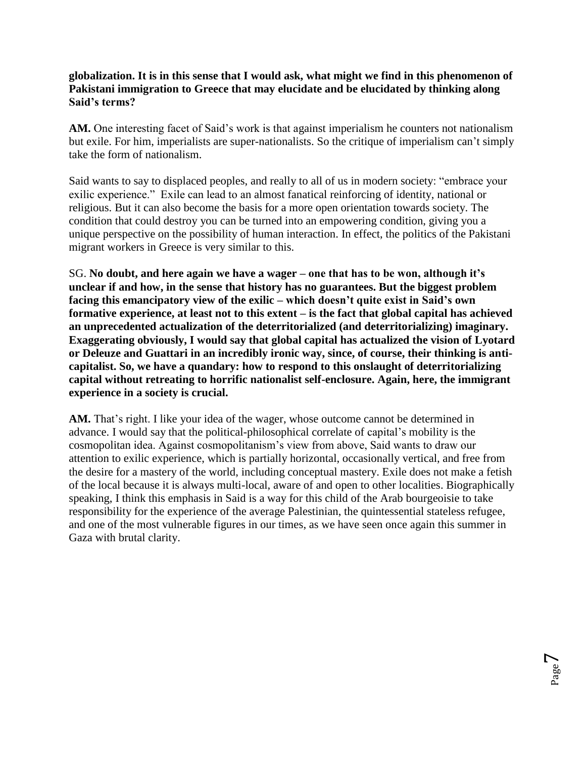**globalization. It is in this sense that I would ask, what might we find in this phenomenon of Pakistani immigration to Greece that may elucidate and be elucidated by thinking along Said's terms?**

**AM.** One interesting facet of Said's work is that against imperialism he counters not nationalism but exile. For him, imperialists are super-nationalists. So the critique of imperialism can't simply take the form of nationalism.

Said wants to say to displaced peoples, and really to all of us in modern society: "embrace your exilic experience." Exile can lead to an almost fanatical reinforcing of identity, national or religious. But it can also become the basis for a more open orientation towards society. The condition that could destroy you can be turned into an empowering condition, giving you a unique perspective on the possibility of human interaction. In effect, the politics of the Pakistani migrant workers in Greece is very similar to this.

SG. **No doubt, and here again we have a wager – one that has to be won, although it's unclear if and how, in the sense that history has no guarantees. But the biggest problem facing this emancipatory view of the exilic – which doesn't quite exist in Said's own formative experience, at least not to this extent – is the fact that global capital has achieved an unprecedented actualization of the deterritorialized (and deterritorializing) imaginary. Exaggerating obviously, I would say that global capital has actualized the vision of Lyotard or Deleuze and Guattari in an incredibly ironic way, since, of course, their thinking is anti-capitalist. So, we have a quandary: how to respond to this onslaught of deterritorializing capital without retreating to horrific nationalist self-enclosure. Again, here, the immigrant experience in a society is crucial.**

**AM.** That's right. I like your idea of the wager, whose outcome cannot be determined in advance. I would say that the political-philosophical correlate of capital's mobility is the cosmopolitan idea. Against cosmopolitanism's view from above, Said wants to draw our attention to exilic experience, which is partially horizontal, occasionally vertical, and free from the desire for a mastery of the world, including conceptual mastery. Exile does not make a fetish of the local because it is always multi-local, aware of and open to other localities. Biographically speaking, I think this emphasis in Said is a way for this child of the Arab bourgeoisie to take responsibility for the experience of the average Palestinian, the quintessential stateless refugee, and one of the most vulnerable figures in our times, as we have seen once again this summer in Gaza with brutal clarity.